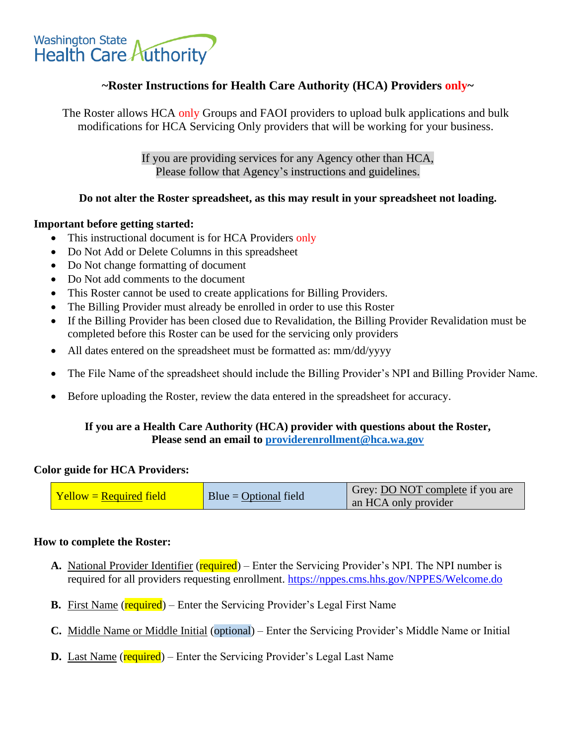Washington State Health Care Authority

## ~Roster Instructions for Health Care Authority (HCA) Providers only~

The Roster allows HCA only Groups and FAOI providers to upload bulk applications and bulk modifications for HCA Servicing Only providers that will be working for your business.

If you are providing services for any Agency other than HCA, Please follow that Agency's instructions and guidelines.

**Do not alter the Roster spreadsheet, as this may result in your spreadsheet not loading.**

**Important before getting started:**

- This instructional document is for HCA Providers only
- Do Not Add or Delete Columns in this spreadsheet
- Do Not change formatting of document
- Do Not add comments to the document
- This Roster cannot be used to create applications for Billing Providers.
- The Billing Provider must already be enrolled in order to use this Roster
- If the Billing Provider has been closed due to Revalidation, the Billing Provider Revalidation must be completed before this Roster can be used for the servicing only providers
- All dates entered on the spreadsheet must be formatted as: mm/dd/yyyy
- The File Name of the spreadsheet should include the Billing Provider's NPI and Billing Provider Name.
- Before uploading the Roster, review the data entered in the spreadsheet for accuracy.

**If you are a Health Care Authority (HCA) provider with questions about the Roster, Please send an email to [providerenrollment@hca.wa.gov](mailto:providerenrollment@hca.wa.gov)**

**Color guide for HCA Providers:**

| Yellow = Required field | Blue = Optional field | Grey: DO NOT complete if you are an HCA only provider |
|---|---|---|

**How to complete the Roster:**

**A.** National Provider Identifier (required) – Enter the Servicing Provider's NPI. The NPI number is required for all providers requesting enrollment. https://nppes.cms.hhs.gov/NPPES/Welcome.do

**B.** First Name (required) – Enter the Servicing Provider's Legal First Name

**C.** Middle Name or Middle Initial (optional) – Enter the Servicing Provider's Middle Name or Initial

**D.** Last Name (required) – Enter the Servicing Provider's Legal Last Name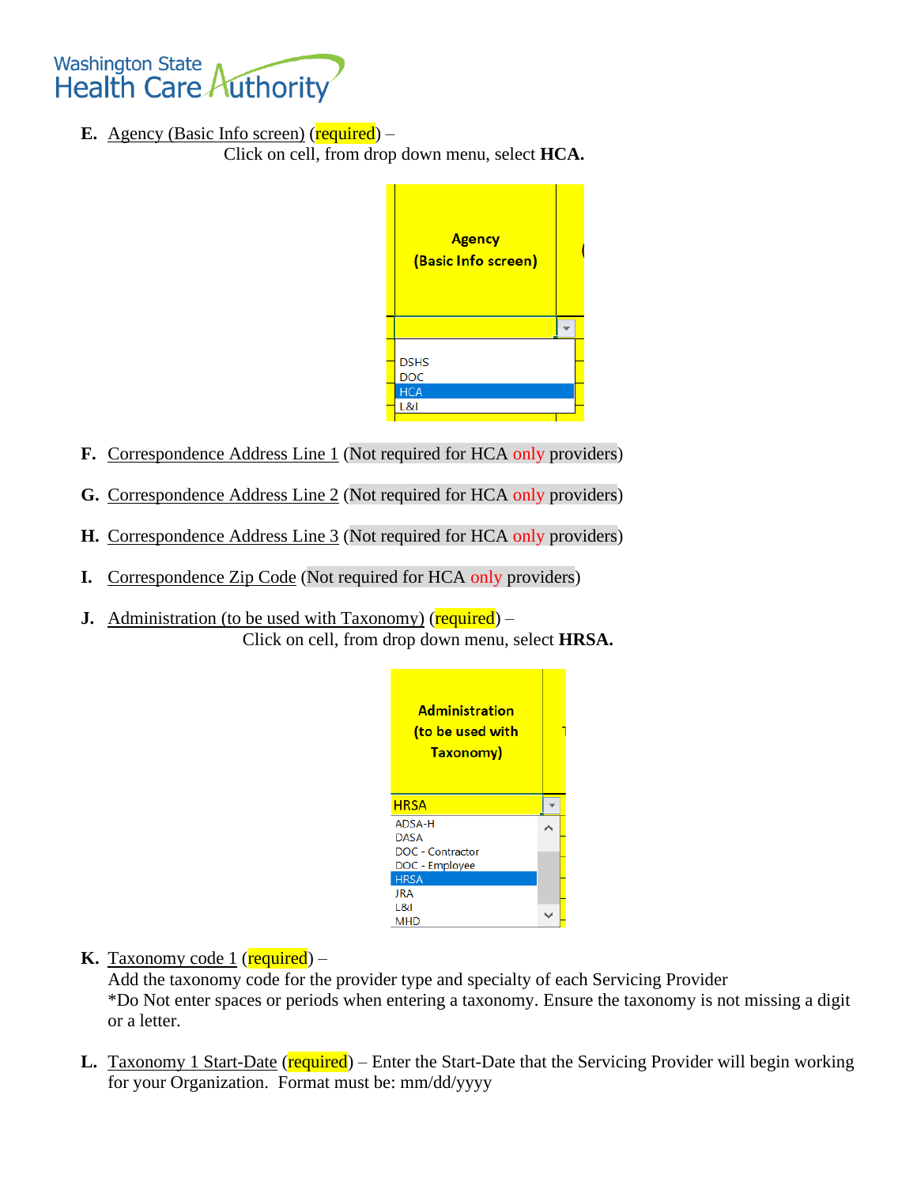**E.** Agency (Basic Info screen) (required) –
Click on cell, from drop down menu, select **HCA.**

**F.** Correspondence Address Line 1 (Not required for HCA only providers)

**G.** Correspondence Address Line 2 (Not required for HCA only providers)

**H.** Correspondence Address Line 3 (Not required for HCA only providers)

**I.** Correspondence Zip Code (Not required for HCA only providers)

**J.** Administration (to be used with Taxonomy) (required) –
Click on cell, from drop down menu, select **HRSA.**

**K.** Taxonomy code 1 (required) –
Add the taxonomy code for the provider type and specialty of each Servicing Provider
*Do Not enter spaces or periods when entering a taxonomy. Ensure the taxonomy is not missing a digit or a letter.

**L.** Taxonomy 1 Start-Date (required) – Enter the Start-Date that the Servicing Provider will begin working for your Organization. Format must be: mm/dd/yyyy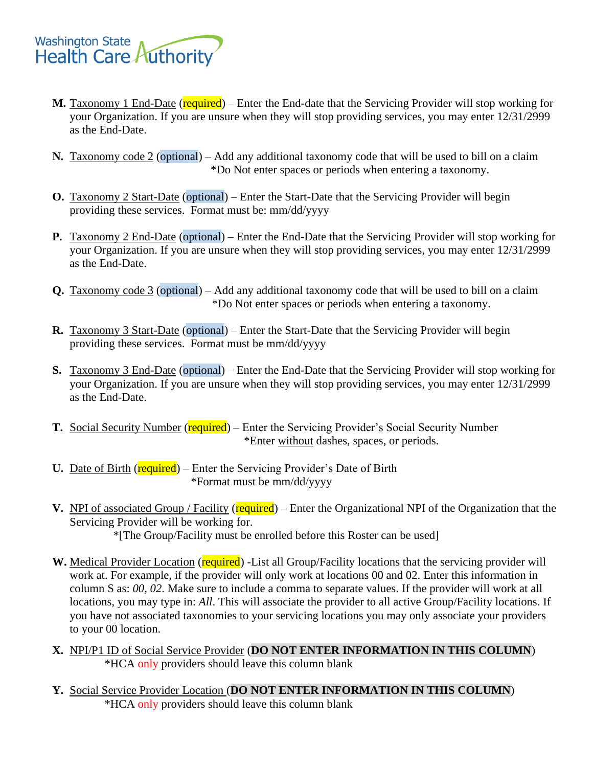**M.** Taxonomy 1 End-Date (required) – Enter the End-date that the Servicing Provider will stop working for your Organization. If you are unsure when they will stop providing services, you may enter 12/31/2999 as the End-Date.

**N.** Taxonomy code 2 (optional) – Add any additional taxonomy code that will be used to bill on a claim
*Do Not enter spaces or periods when entering a taxonomy.

**O.** Taxonomy 2 Start-Date (optional) – Enter the Start-Date that the Servicing Provider will begin providing these services. Format must be: mm/dd/yyyy

**P.** Taxonomy 2 End-Date (optional) – Enter the End-Date that the Servicing Provider will stop working for your Organization. If you are unsure when they will stop providing services, you may enter 12/31/2999 as the End-Date.

**Q.** Taxonomy code 3 (optional) – Add any additional taxonomy code that will be used to bill on a claim
*Do Not enter spaces or periods when entering a taxonomy.

**R.** Taxonomy 3 Start-Date (optional) – Enter the Start-Date that the Servicing Provider will begin providing these services. Format must be mm/dd/yyyy

**S.** Taxonomy 3 End-Date (optional) – Enter the End-Date that the Servicing Provider will stop working for your Organization. If you are unsure when they will stop providing services, you may enter 12/31/2999 as the End-Date.

**T.** Social Security Number (required) – Enter the Servicing Provider's Social Security Number
*Enter without dashes, spaces, or periods.

**U.** Date of Birth (required) – Enter the Servicing Provider's Date of Birth
*Format must be mm/dd/yyyy

**V.** NPI of associated Group / Facility (required) – Enter the Organizational NPI of the Organization that the Servicing Provider will be working for.
*[The Group/Facility must be enrolled before this Roster can be used]

**W.** Medical Provider Location (required) -List all Group/Facility locations that the servicing provider will work at. For example, if the provider will only work at locations 00 and 02. Enter this information in column S as: *00, 02*. Make sure to include a comma to separate values. If the provider will work at all locations, you may type in: *All*. This will associate the provider to all active Group/Facility locations. If you have not associated taxonomies to your servicing locations you may only associate your providers to your 00 location.

**X.** NPI/P1 ID of Social Service Provider (**DO NOT ENTER INFORMATION IN THIS COLUMN**)
*HCA only providers should leave this column blank

**Y.** Social Service Provider Location (**DO NOT ENTER INFORMATION IN THIS COLUMN**)
*HCA only providers should leave this column blank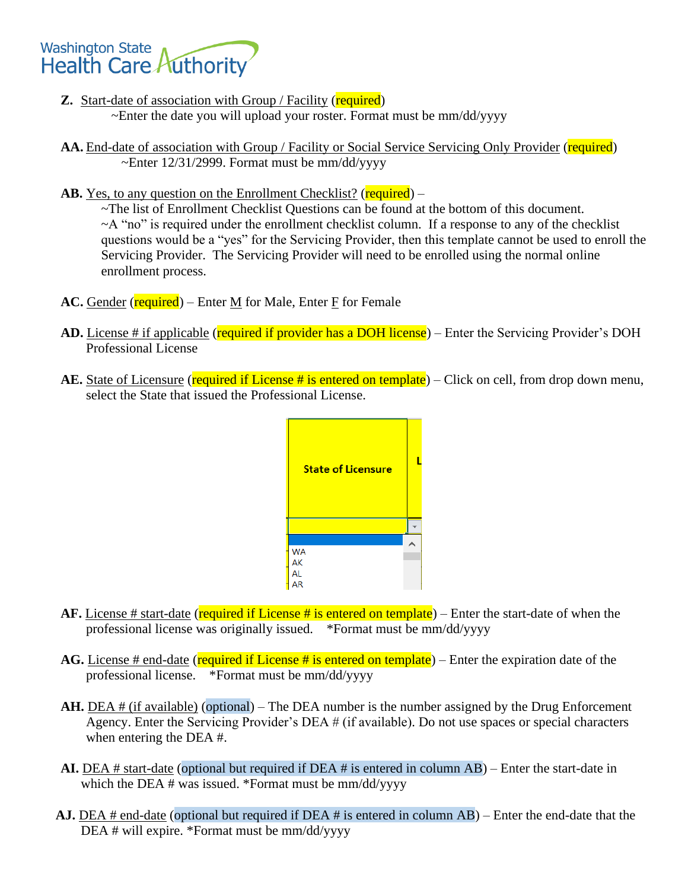**Z.** Start-date of association with Group / Facility (required)

~Enter the date you will upload your roster. Format must be mm/dd/yyyy

**AA.** End-date of association with Group / Facility or Social Service Servicing Only Provider (required)

~Enter 12/31/2999. Format must be mm/dd/yyyy

**AB.** Yes, to any question on the Enrollment Checklist? (required) –

~The list of Enrollment Checklist Questions can be found at the bottom of this document.

~A "no" is required under the enrollment checklist column. If a response to any of the checklist questions would be a "yes" for the Servicing Provider, then this template cannot be used to enroll the Servicing Provider. The Servicing Provider will need to be enrolled using the normal online enrollment process.

**AC.** Gender (required) – Enter M for Male, Enter F for Female

**AD.** License # if applicable (required if provider has a DOH license) – Enter the Servicing Provider's DOH Professional License

**AE.** State of Licensure (required if License # is entered on template) – Click on cell, from drop down menu, select the State that issued the Professional License.

**AF.** License # start-date (required if License # is entered on template) – Enter the start-date of when the professional license was originally issued. *Format must be mm/dd/yyyy

**AG.** License # end-date (required if License # is entered on template) – Enter the expiration date of the professional license. *Format must be mm/dd/yyyy

**AH.** DEA # (if available) (optional) – The DEA number is the number assigned by the Drug Enforcement Agency. Enter the Servicing Provider's DEA # (if available). Do not use spaces or special characters when entering the DEA #.

**AI.** DEA # start-date (optional but required if DEA # is entered in column AB) – Enter the start-date in which the DEA # was issued. *Format must be mm/dd/yyyy

**AJ.** DEA # end-date (optional but required if DEA # is entered in column AB) – Enter the end-date that the DEA # will expire. *Format must be mm/dd/yyyy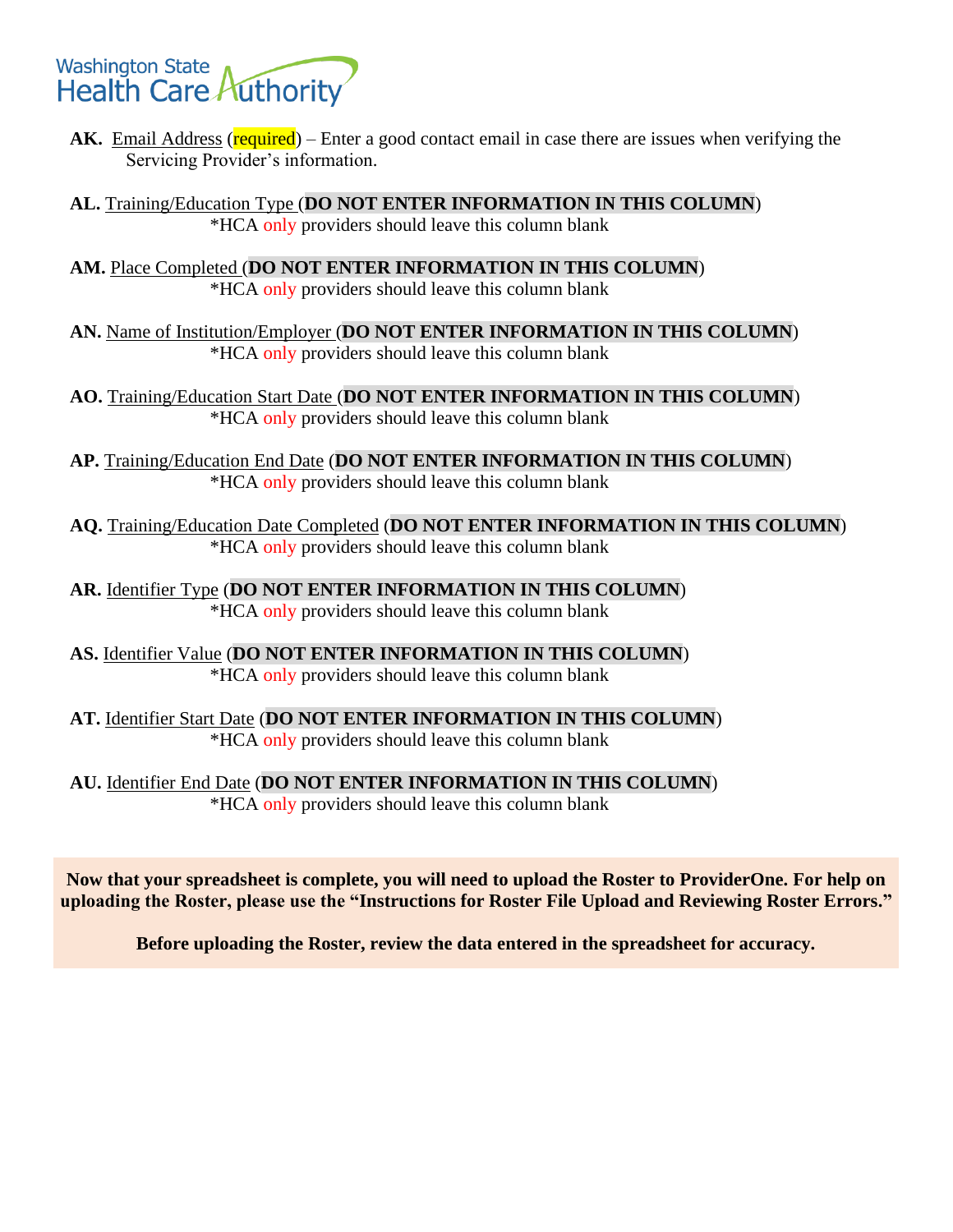**AK.** Email Address (required) – Enter a good contact email in case there are issues when verifying the Servicing Provider's information.

**AL.** Training/Education Type (**DO NOT ENTER INFORMATION IN THIS COLUMN**)
*HCA only providers should leave this column blank

**AM.** Place Completed (**DO NOT ENTER INFORMATION IN THIS COLUMN**)
*HCA only providers should leave this column blank

**AN.** Name of Institution/Employer (**DO NOT ENTER INFORMATION IN THIS COLUMN**)
*HCA only providers should leave this column blank

**AO.** Training/Education Start Date (**DO NOT ENTER INFORMATION IN THIS COLUMN**)
*HCA only providers should leave this column blank

**AP.** Training/Education End Date (**DO NOT ENTER INFORMATION IN THIS COLUMN**)
*HCA only providers should leave this column blank

**AQ.** Training/Education Date Completed (**DO NOT ENTER INFORMATION IN THIS COLUMN**)
*HCA only providers should leave this column blank

**AR.** Identifier Type (**DO NOT ENTER INFORMATION IN THIS COLUMN**)
*HCA only providers should leave this column blank

**AS.** Identifier Value (**DO NOT ENTER INFORMATION IN THIS COLUMN**)
*HCA only providers should leave this column blank

**AT.** Identifier Start Date (**DO NOT ENTER INFORMATION IN THIS COLUMN**)
*HCA only providers should leave this column blank

**AU.** Identifier End Date (**DO NOT ENTER INFORMATION IN THIS COLUMN**)
*HCA only providers should leave this column blank

**Now that your spreadsheet is complete, you will need to upload the Roster to ProviderOne. For help on uploading the Roster, please use the "Instructions for Roster File Upload and Reviewing Roster Errors."**

**Before uploading the Roster, review the data entered in the spreadsheet for accuracy.**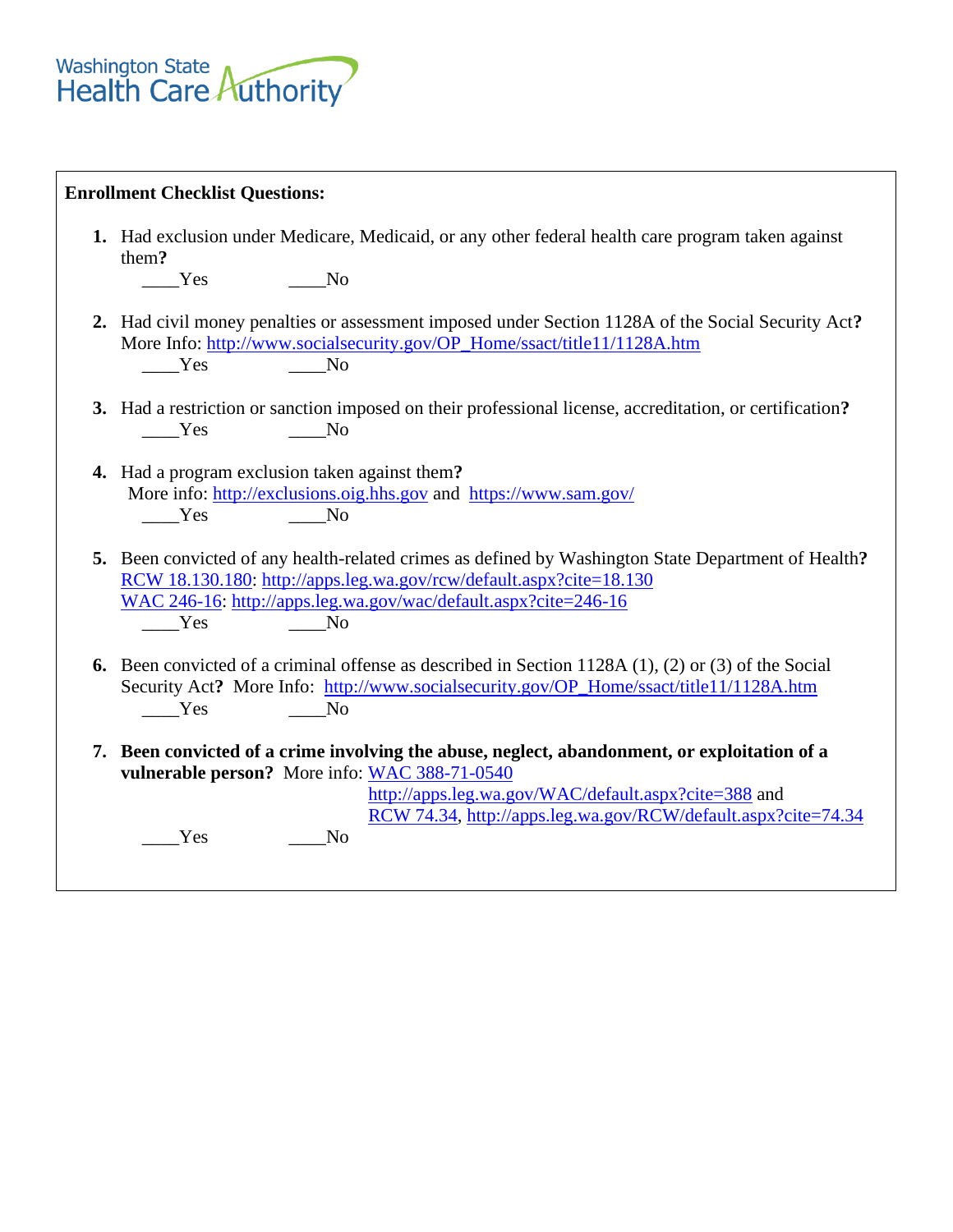Washington State Health Care Authority

**Enrollment Checklist Questions:**

1. Had exclusion under Medicare, Medicaid, or any other federal health care program taken against them**?**
   ____Yes ____No

2. Had civil money penalties or assessment imposed under Section 1128A of the Social Security Act**?** More Info: http://www.socialsecurity.gov/OP_Home/ssact/title11/1128A.htm
   ____Yes ____No

3. Had a restriction or sanction imposed on their professional license, accreditation, or certification**?**
   ____Yes ____No

4. Had a program exclusion taken against them**?**
   More info: http://exclusions.oig.hhs.gov and https://www.sam.gov/
   ____Yes ____No

5. Been convicted of any health-related crimes as defined by Washington State Department of Health**?**
   RCW 18.130.180: http://apps.leg.wa.gov/rcw/default.aspx?cite=18.130
   WAC 246-16: http://apps.leg.wa.gov/wac/default.aspx?cite=246-16
   ____Yes ____No

6. Been convicted of a criminal offense as described in Section 1128A (1), (2) or (3) of the Social Security Act**?** More Info: http://www.socialsecurity.gov/OP_Home/ssact/title11/1128A.htm
   ____Yes ____No

7. **Been convicted of a crime involving the abuse, neglect, abandonment, or exploitation of a vulnerable person?** More info: WAC 388-71-0540 http://apps.leg.wa.gov/WAC/default.aspx?cite=388 and RCW 74.34, http://apps.leg.wa.gov/RCW/default.aspx?cite=74.34
   ____Yes ____No